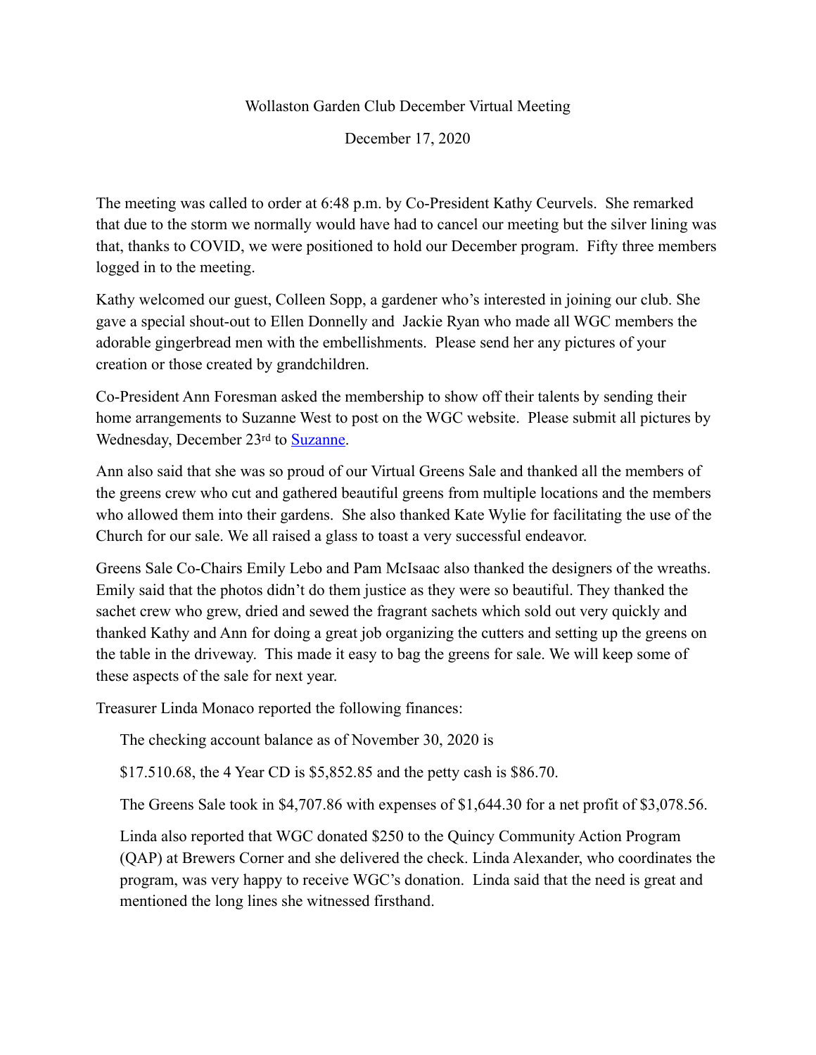Wollaston Garden Club December Virtual Meeting

December 17, 2020

The meeting was called to order at 6:48 p.m. by Co-President Kathy Ceurvels. She remarked that due to the storm we normally would have had to cancel our meeting but the silver lining was that, thanks to COVID, we were positioned to hold our December program. Fifty three members logged in to the meeting.

Kathy welcomed our guest, Colleen Sopp, a gardener who's interested in joining our club. She gave a special shout-out to Ellen Donnelly and Jackie Ryan who made all WGC members the adorable gingerbread men with the embellishments. Please send her any pictures of your creation or those created by grandchildren.

Co-President Ann Foresman asked the membership to show off their talents by sending their home arrangements to Suzanne West to post on the WGC website. Please submit all pictures by Wednesday, December 23rd to Suzanne.

Ann also said that she was so proud of our Virtual Greens Sale and thanked all the members of the greens crew who cut and gathered beautiful greens from multiple locations and the members who allowed them into their gardens. She also thanked Kate Wylie for facilitating the use of the Church for our sale. We all raised a glass to toast a very successful endeavor.

Greens Sale Co-Chairs Emily Lebo and Pam McIsaac also thanked the designers of the wreaths. Emily said that the photos didn't do them justice as they were so beautiful. They thanked the sachet crew who grew, dried and sewed the fragrant sachets which sold out very quickly and thanked Kathy and Ann for doing a great job organizing the cutters and setting up the greens on the table in the driveway. This made it easy to bag the greens for sale. We will keep some of these aspects of the sale for next year.

Treasurer Linda Monaco reported the following finances:

The checking account balance as of November 30, 2020 is

$17.510.68, the 4 Year CD is $5,852.85 and the petty cash is $86.70.

The Greens Sale took in $4,707.86 with expenses of $1,644.30 for a net profit of $3,078.56.

Linda also reported that WGC donated $250 to the Quincy Community Action Program (QAP) at Brewers Corner and she delivered the check. Linda Alexander, who coordinates the program, was very happy to receive WGC's donation. Linda said that the need is great and mentioned the long lines she witnessed firsthand.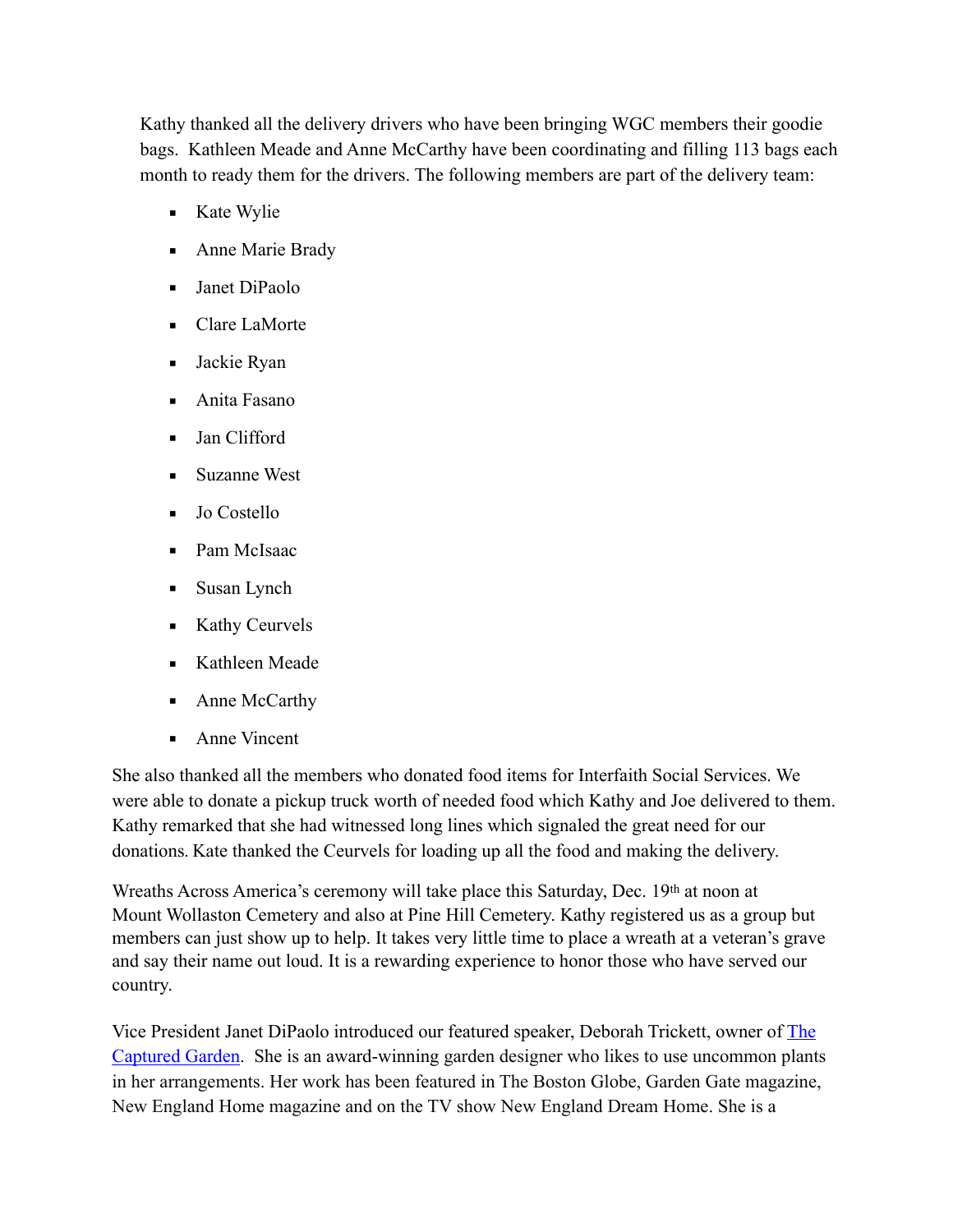Kathy thanked all the delivery drivers who have been bringing WGC members their goodie bags. Kathleen Meade and Anne McCarthy have been coordinating and filling 113 bags each month to ready them for the drivers. The following members are part of the delivery team:

- Kate Wylie
- Anne Marie Brady
- Janet DiPaolo
- Clare LaMorte
- Jackie Ryan
- Anita Fasano
- Jan Clifford
- Suzanne West
- Jo Costello
- Pam McIsaac
- Susan Lynch
- Kathy Ceurvels
- Kathleen Meade
- Anne McCarthy
- Anne Vincent

She also thanked all the members who donated food items for Interfaith Social Services. We were able to donate a pickup truck worth of needed food which Kathy and Joe delivered to them. Kathy remarked that she had witnessed long lines which signaled the great need for our donations. Kate thanked the Ceurvels for loading up all the food and making the delivery.

Wreaths Across America's ceremony will take place this Saturday, Dec. 19th at noon at Mount Wollaston Cemetery and also at Pine Hill Cemetery. Kathy registered us as a group but members can just show up to help. It takes very little time to place a wreath at a veteran's grave and say their name out loud. It is a rewarding experience to honor those who have served our country.

Vice President Janet DiPaolo introduced our featured speaker, Deborah Trickett, owner of The Captured Garden. She is an award-winning garden designer who likes to use uncommon plants in her arrangements. Her work has been featured in The Boston Globe, Garden Gate magazine, New England Home magazine and on the TV show New England Dream Home. She is a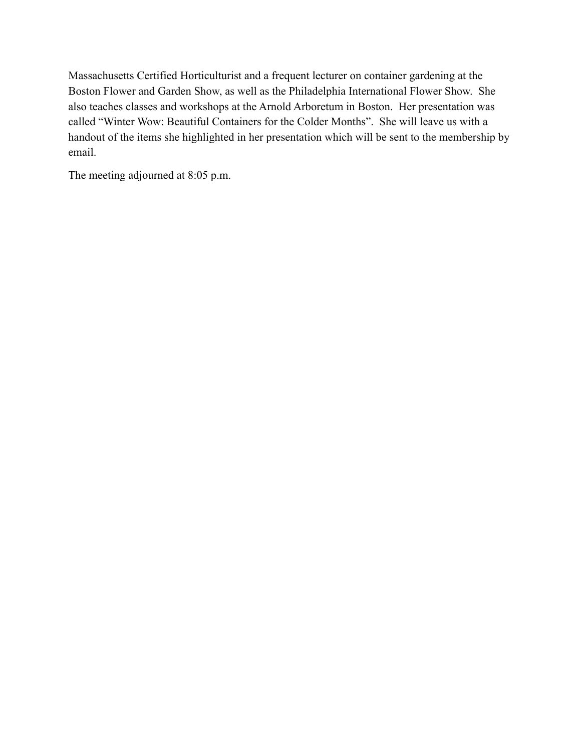Massachusetts Certified Horticulturist and a frequent lecturer on container gardening at the Boston Flower and Garden Show, as well as the Philadelphia International Flower Show. She also teaches classes and workshops at the Arnold Arboretum in Boston. Her presentation was called "Winter Wow: Beautiful Containers for the Colder Months". She will leave us with a handout of the items she highlighted in her presentation which will be sent to the membership by email.

The meeting adjourned at 8:05 p.m.